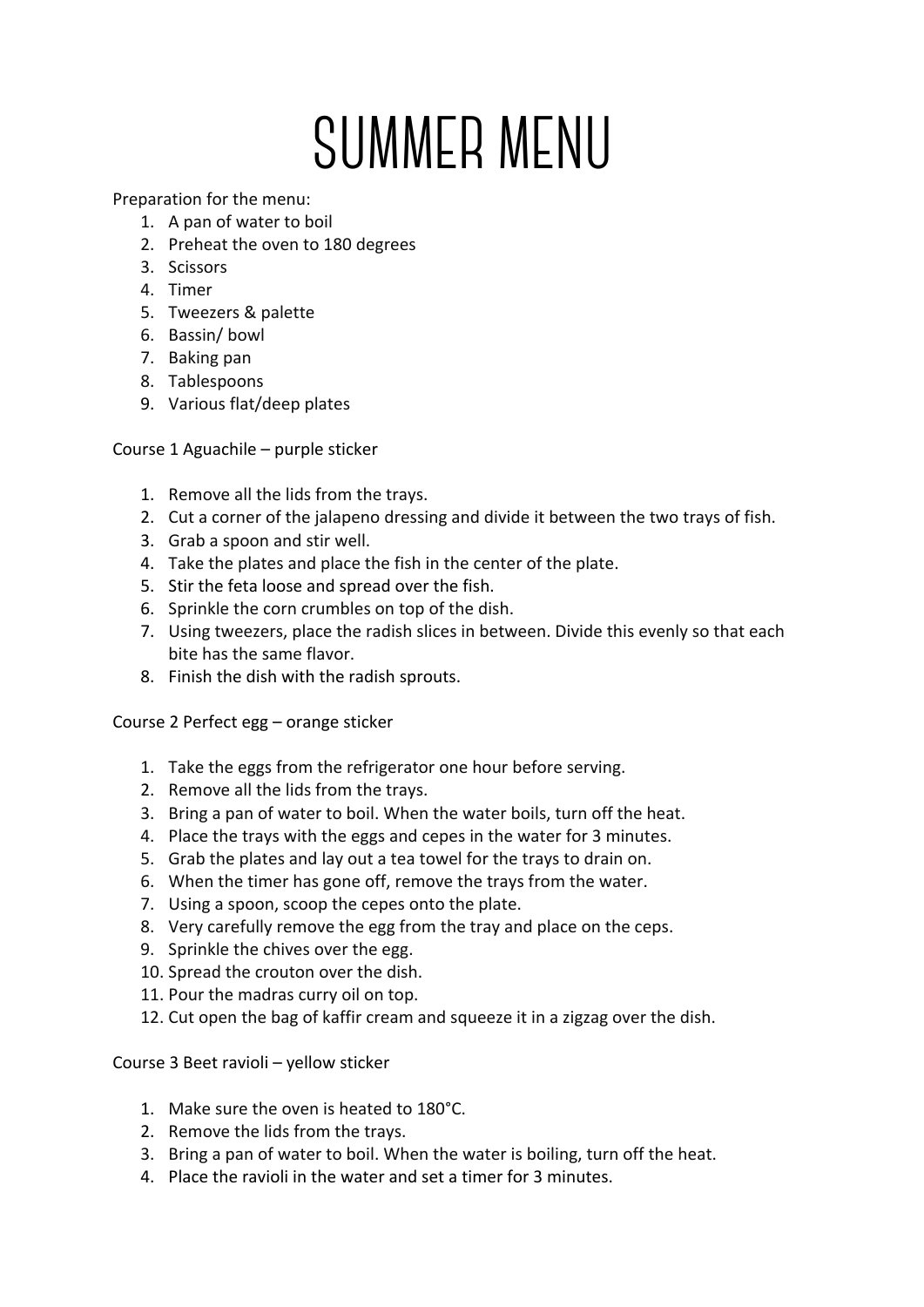# SUMMER MENU

Preparation for the menu:

1. A pan of water to boil
2. Preheat the oven to 180 degrees
3. Scissors
4. Timer
5. Tweezers & palette
6. Bassin/ bowl
7. Baking pan
8. Tablespoons
9. Various flat/deep plates

Course 1 Aguachile – purple sticker

1. Remove all the lids from the trays.
2. Cut a corner of the jalapeno dressing and divide it between the two trays of fish.
3. Grab a spoon and stir well.
4. Take the plates and place the fish in the center of the plate.
5. Stir the feta loose and spread over the fish.
6. Sprinkle the corn crumbles on top of the dish.
7. Using tweezers, place the radish slices in between. Divide this evenly so that each bite has the same flavor.
8. Finish the dish with the radish sprouts.

Course 2 Perfect egg – orange sticker

1. Take the eggs from the refrigerator one hour before serving.
2. Remove all the lids from the trays.
3. Bring a pan of water to boil. When the water boils, turn off the heat.
4. Place the trays with the eggs and cepes in the water for 3 minutes.
5. Grab the plates and lay out a tea towel for the trays to drain on.
6. When the timer has gone off, remove the trays from the water.
7. Using a spoon, scoop the cepes onto the plate.
8. Very carefully remove the egg from the tray and place on the ceps.
9. Sprinkle the chives over the egg.
10. Spread the crouton over the dish.
11. Pour the madras curry oil on top.
12. Cut open the bag of kaffir cream and squeeze it in a zigzag over the dish.

Course 3 Beet ravioli – yellow sticker

1. Make sure the oven is heated to 180°C.
2. Remove the lids from the trays.
3. Bring a pan of water to boil. When the water is boiling, turn off the heat.
4. Place the ravioli in the water and set a timer for 3 minutes.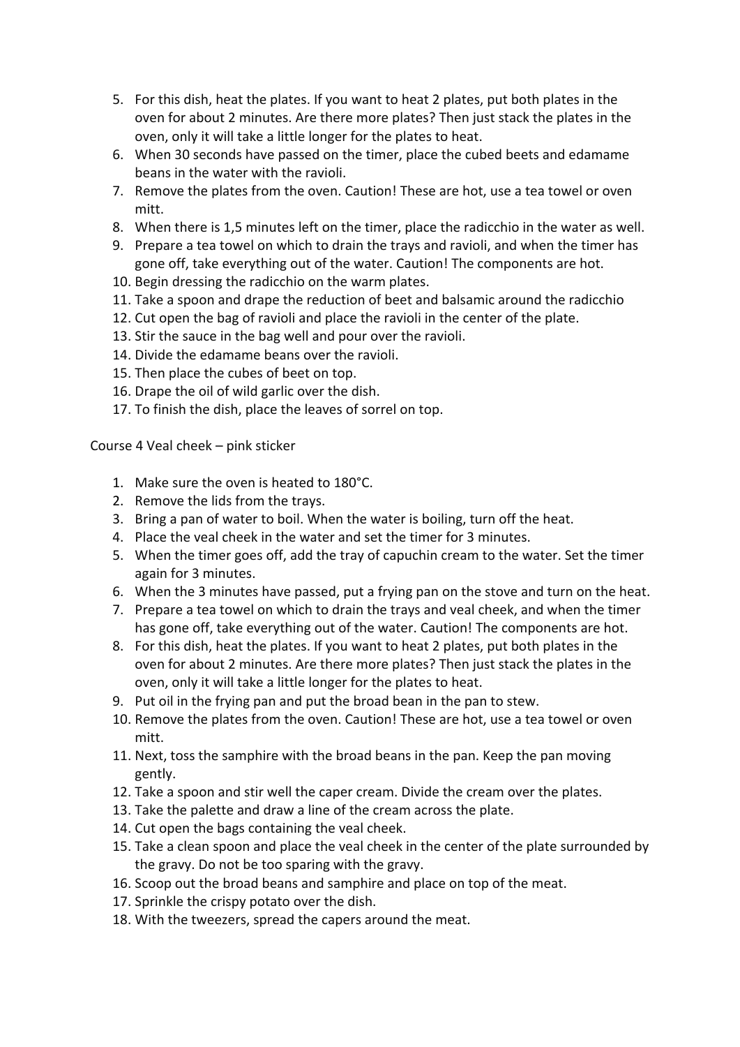5. For this dish, heat the plates. If you want to heat 2 plates, put both plates in the oven for about 2 minutes. Are there more plates? Then just stack the plates in the oven, only it will take a little longer for the plates to heat.
6. When 30 seconds have passed on the timer, place the cubed beets and edamame beans in the water with the ravioli.
7. Remove the plates from the oven. Caution! These are hot, use a tea towel or oven mitt.
8. When there is 1,5 minutes left on the timer, place the radicchio in the water as well.
9. Prepare a tea towel on which to drain the trays and ravioli, and when the timer has gone off, take everything out of the water. Caution! The components are hot.
10. Begin dressing the radicchio on the warm plates.
11. Take a spoon and drape the reduction of beet and balsamic around the radicchio
12. Cut open the bag of ravioli and place the ravioli in the center of the plate.
13. Stir the sauce in the bag well and pour over the ravioli.
14. Divide the edamame beans over the ravioli.
15. Then place the cubes of beet on top.
16. Drape the oil of wild garlic over the dish.
17. To finish the dish, place the leaves of sorrel on top.

Course 4 Veal cheek – pink sticker

1. Make sure the oven is heated to 180°C.
2. Remove the lids from the trays.
3. Bring a pan of water to boil. When the water is boiling, turn off the heat.
4. Place the veal cheek in the water and set the timer for 3 minutes.
5. When the timer goes off, add the tray of capuchin cream to the water. Set the timer again for 3 minutes.
6. When the 3 minutes have passed, put a frying pan on the stove and turn on the heat.
7. Prepare a tea towel on which to drain the trays and veal cheek, and when the timer has gone off, take everything out of the water. Caution! The components are hot.
8. For this dish, heat the plates. If you want to heat 2 plates, put both plates in the oven for about 2 minutes. Are there more plates? Then just stack the plates in the oven, only it will take a little longer for the plates to heat.
9. Put oil in the frying pan and put the broad bean in the pan to stew.
10. Remove the plates from the oven. Caution! These are hot, use a tea towel or oven mitt.
11. Next, toss the samphire with the broad beans in the pan. Keep the pan moving gently.
12. Take a spoon and stir well the caper cream. Divide the cream over the plates.
13. Take the palette and draw a line of the cream across the plate.
14. Cut open the bags containing the veal cheek.
15. Take a clean spoon and place the veal cheek in the center of the plate surrounded by the gravy. Do not be too sparing with the gravy.
16. Scoop out the broad beans and samphire and place on top of the meat.
17. Sprinkle the crispy potato over the dish.
18. With the tweezers, spread the capers around the meat.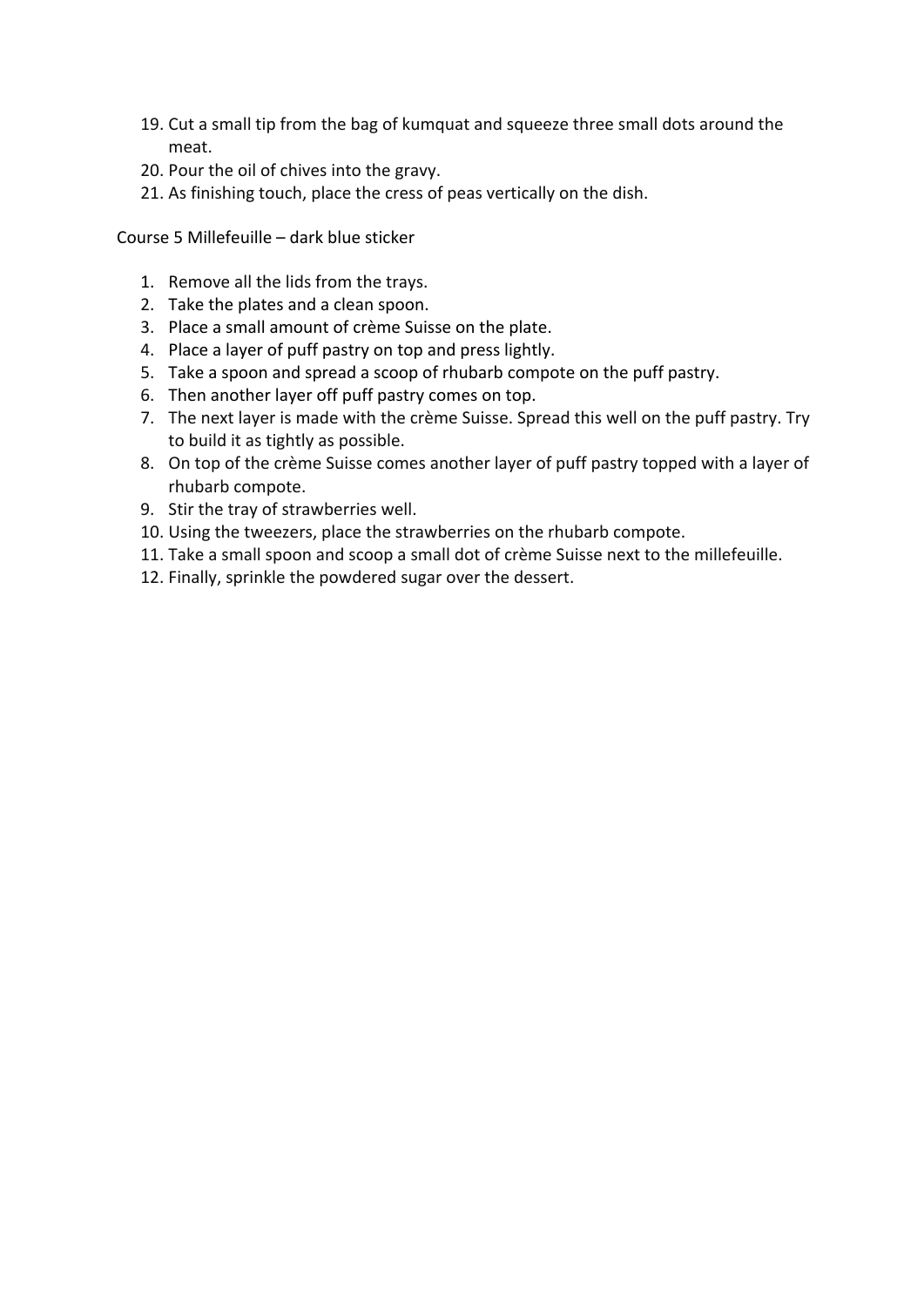19. Cut a small tip from the bag of kumquat and squeeze three small dots around the meat.
20. Pour the oil of chives into the gravy.
21. As finishing touch, place the cress of peas vertically on the dish.

Course 5 Millefeuille – dark blue sticker

1. Remove all the lids from the trays.
2. Take the plates and a clean spoon.
3. Place a small amount of crème Suisse on the plate.
4. Place a layer of puff pastry on top and press lightly.
5. Take a spoon and spread a scoop of rhubarb compote on the puff pastry.
6. Then another layer off puff pastry comes on top.
7. The next layer is made with the crème Suisse. Spread this well on the puff pastry. Try to build it as tightly as possible.
8. On top of the crème Suisse comes another layer of puff pastry topped with a layer of rhubarb compote.
9. Stir the tray of strawberries well.
10. Using the tweezers, place the strawberries on the rhubarb compote.
11. Take a small spoon and scoop a small dot of crème Suisse next to the millefeuille.
12. Finally, sprinkle the powdered sugar over the dessert.